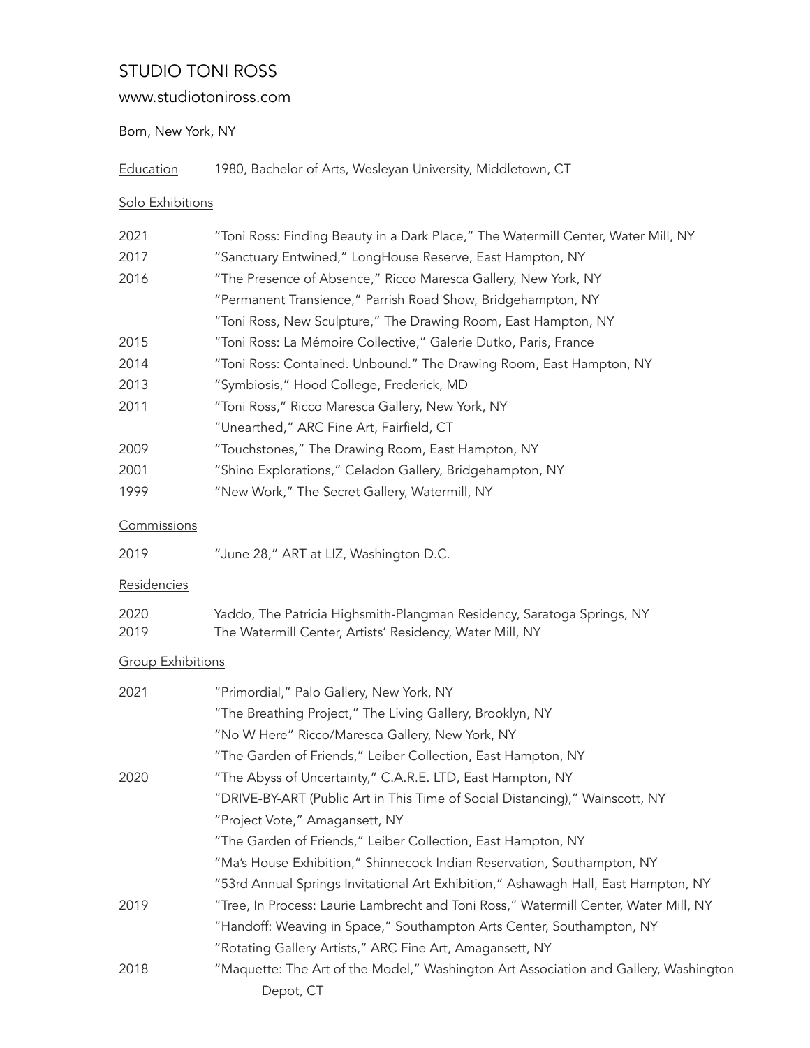# STUDIO TONI ROSS

www.studiotoniross.com

Born, New York, NY

Education 1980, Bachelor of Arts, Wesleyan University, Middletown, CT

## Solo Exhibitions

| | |
|---|---|
| 2021 | "Toni Ross: Finding Beauty in a Dark Place," The Watermill Center, Water Mill, NY |
| 2017 | "Sanctuary Entwined," LongHouse Reserve, East Hampton, NY |
| 2016 | "The Presence of Absence," Ricco Maresca Gallery, New York, NY |
| | "Permanent Transience," Parrish Road Show, Bridgehampton, NY |
| | "Toni Ross, New Sculpture," The Drawing Room, East Hampton, NY |
| 2015 | "Toni Ross: La Mémoire Collective," Galerie Dutko, Paris, France |
| 2014 | "Toni Ross: Contained. Unbound." The Drawing Room, East Hampton, NY |
| 2013 | "Symbiosis," Hood College, Frederick, MD |
| 2011 | "Toni Ross," Ricco Maresca Gallery, New York, NY |
| | "Unearthed," ARC Fine Art, Fairfield, CT |
| 2009 | "Touchstones," The Drawing Room, East Hampton, NY |
| 2001 | "Shino Explorations," Celadon Gallery, Bridgehampton, NY |
| 1999 | "New Work," The Secret Gallery, Watermill, NY |

## Commissions

| | |
|---|---|
| 2019 | "June 28," ART at LIZ, Washington D.C. |

## Residencies

| | |
|---|---|
| 2020 | Yaddo, The Patricia Highsmith-Plangman Residency, Saratoga Springs, NY |
| 2019 | The Watermill Center, Artists' Residency, Water Mill, NY |

## Group Exhibitions

| | |
|---|---|
| 2021 | "Primordial," Palo Gallery, New York, NY |
| | "The Breathing Project," The Living Gallery, Brooklyn, NY |
| | "No W Here" Ricco/Maresca Gallery, New York, NY |
| | "The Garden of Friends," Leiber Collection, East Hampton, NY |
| 2020 | "The Abyss of Uncertainty," C.A.R.E. LTD, East Hampton, NY |
| | "DRIVE-BY-ART (Public Art in This Time of Social Distancing)," Wainscott, NY |
| | "Project Vote," Amagansett, NY |
| | "The Garden of Friends," Leiber Collection, East Hampton, NY |
| | "Ma's House Exhibition," Shinnecock Indian Reservation, Southampton, NY |
| | "53rd Annual Springs Invitational Art Exhibition," Ashawagh Hall, East Hampton, NY |
| 2019 | "Tree, In Process: Laurie Lambrecht and Toni Ross," Watermill Center, Water Mill, NY |
| | "Handoff: Weaving in Space," Southampton Arts Center, Southampton, NY |
| | "Rotating Gallery Artists," ARC Fine Art, Amagansett, NY |
| 2018 | "Maquette: The Art of the Model," Washington Art Association and Gallery, Washington Depot, CT |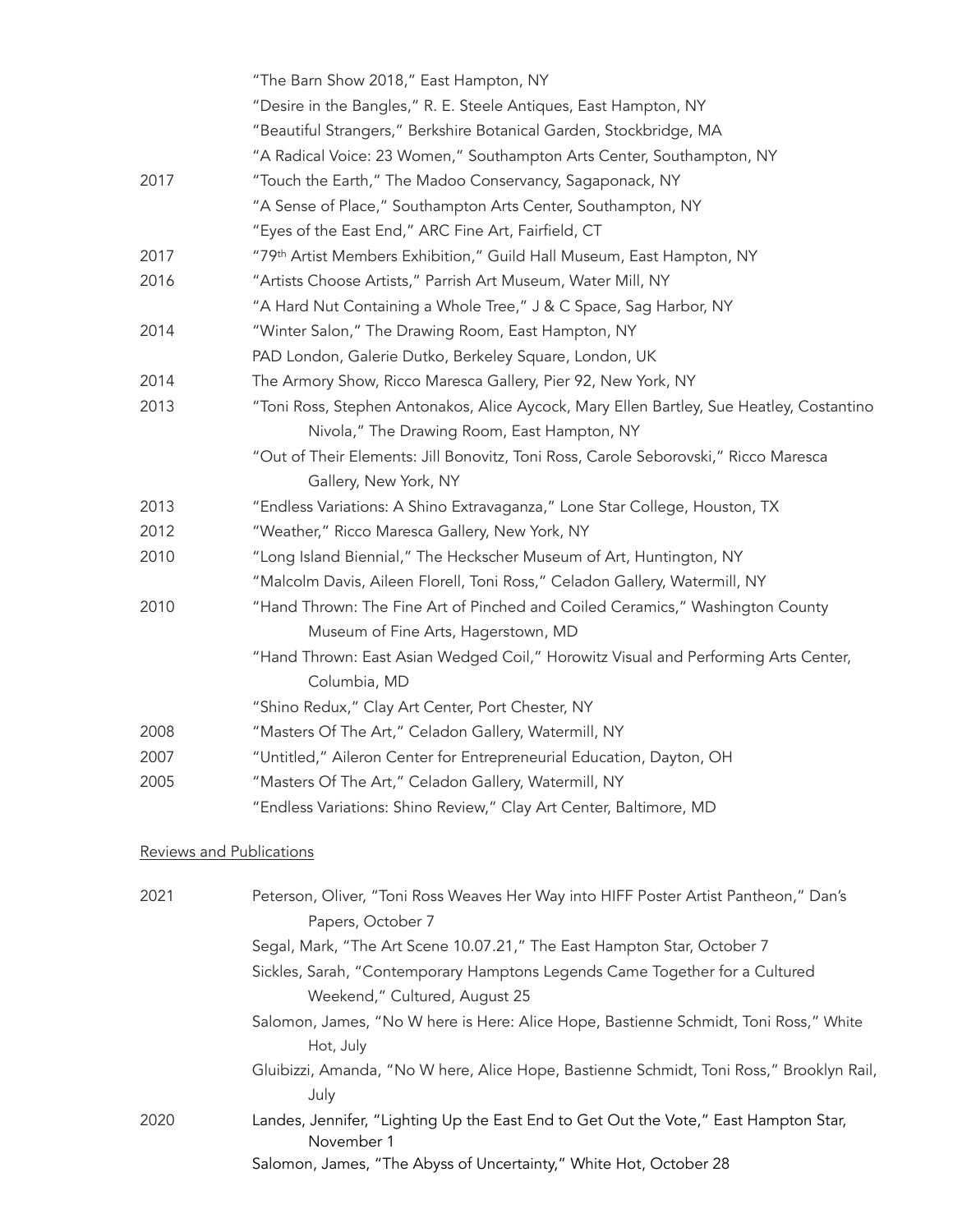| | |
|---|---|
| | "The Barn Show 2018," East Hampton, NY |
| | "Desire in the Bangles," R. E. Steele Antiques, East Hampton, NY |
| | "Beautiful Strangers," Berkshire Botanical Garden, Stockbridge, MA |
| | "A Radical Voice: 23 Women," Southampton Arts Center, Southampton, NY |
| 2017 | "Touch the Earth," The Madoo Conservancy, Sagaponack, NY |
| | "A Sense of Place," Southampton Arts Center, Southampton, NY |
| | "Eyes of the East End," ARC Fine Art, Fairfield, CT |
| 2017 | "79th Artist Members Exhibition," Guild Hall Museum, East Hampton, NY |
| 2016 | "Artists Choose Artists," Parrish Art Museum, Water Mill, NY |
| | "A Hard Nut Containing a Whole Tree," J & C Space, Sag Harbor, NY |
| 2014 | "Winter Salon," The Drawing Room, East Hampton, NY |
| | PAD London, Galerie Dutko, Berkeley Square, London, UK |
| 2014 | The Armory Show, Ricco Maresca Gallery, Pier 92, New York, NY |
| 2013 | "Toni Ross, Stephen Antonakos, Alice Aycock, Mary Ellen Bartley, Sue Heatley, Costantino Nivola," The Drawing Room, East Hampton, NY |
| | "Out of Their Elements: Jill Bonovitz, Toni Ross, Carole Seborovski," Ricco Maresca Gallery, New York, NY |
| 2013 | "Endless Variations: A Shino Extravaganza," Lone Star College, Houston, TX |
| 2012 | "Weather," Ricco Maresca Gallery, New York, NY |
| 2010 | "Long Island Biennial," The Heckscher Museum of Art, Huntington, NY |
| | "Malcolm Davis, Aileen Florell, Toni Ross," Celadon Gallery, Watermill, NY |
| 2010 | "Hand Thrown: The Fine Art of Pinched and Coiled Ceramics," Washington County Museum of Fine Arts, Hagerstown, MD |
| | "Hand Thrown: East Asian Wedged Coil," Horowitz Visual and Performing Arts Center, Columbia, MD |
| | "Shino Redux," Clay Art Center, Port Chester, NY |
| 2008 | "Masters Of The Art," Celadon Gallery, Watermill, NY |
| 2007 | "Untitled," Aileron Center for Entrepreneurial Education, Dayton, OH |
| 2005 | "Masters Of The Art," Celadon Gallery, Watermill, NY |
| | "Endless Variations: Shino Review," Clay Art Center, Baltimore, MD |

## Reviews and Publications

| | |
|---|---|
| 2021 | Peterson, Oliver, "Toni Ross Weaves Her Way into HIFF Poster Artist Pantheon," Dan's Papers, October 7 |
| | Segal, Mark, "The Art Scene 10.07.21," The East Hampton Star, October 7 |
| | Sickles, Sarah, "Contemporary Hamptons Legends Came Together for a Cultured Weekend," Cultured, August 25 |
| | Salomon, James, "No W here is Here: Alice Hope, Bastienne Schmidt, Toni Ross," White Hot, July |
| | Gluibizzi, Amanda, "No W here, Alice Hope, Bastienne Schmidt, Toni Ross," Brooklyn Rail, July |
| 2020 | Landes, Jennifer, "Lighting Up the East End to Get Out the Vote," East Hampton Star, November 1 |
| | Salomon, James, "The Abyss of Uncertainty," White Hot, October 28 |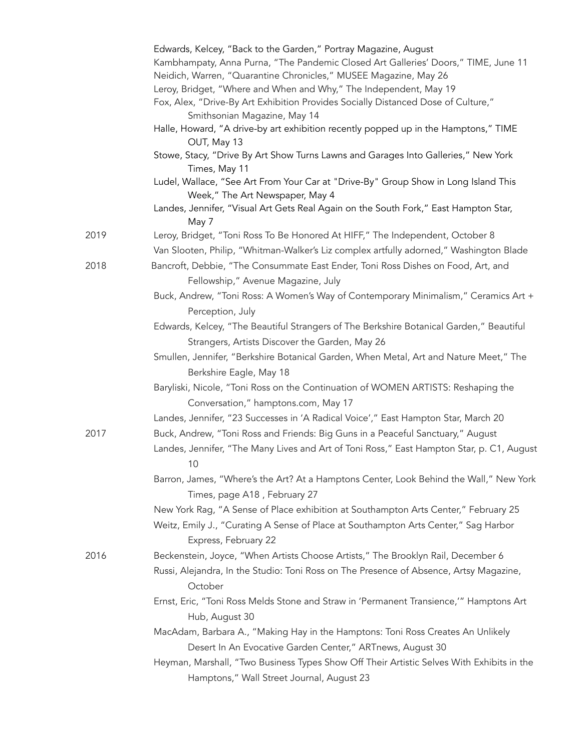Edwards, Kelcey, "Back to the Garden," Portray Magazine, August
Kambhampaty, Anna Purna, "The Pandemic Closed Art Galleries' Doors," TIME, June 11
Neidich, Warren, "Quarantine Chronicles," MUSEE Magazine, May 26
Leroy, Bridget, "Where and When and Why," The Independent, May 19
Fox, Alex, "Drive-By Art Exhibition Provides Socially Distanced Dose of Culture," Smithsonian Magazine, May 14
Halle, Howard, "A drive-by art exhibition recently popped up in the Hamptons," TIME OUT, May 13
Stowe, Stacy, "Drive By Art Show Turns Lawns and Garages Into Galleries," New York Times, May 11
Ludel, Wallace, "See Art From Your Car at "Drive-By" Group Show in Long Island This Week," The Art Newspaper, May 4
Landes, Jennifer, "Visual Art Gets Real Again on the South Fork," East Hampton Star, May 7

2019
Leroy, Bridget, "Toni Ross To Be Honored At HIFF," The Independent, October 8
Van Slooten, Philip, "Whitman-Walker's Liz complex artfully adorned," Washington Blade

2018
Bancroft, Debbie, "The Consummate East Ender, Toni Ross Dishes on Food, Art, and Fellowship," Avenue Magazine, July
Buck, Andrew, "Toni Ross: A Women's Way of Contemporary Minimalism," Ceramics Art + Perception, July
Edwards, Kelcey, "The Beautiful Strangers of The Berkshire Botanical Garden," Beautiful Strangers, Artists Discover the Garden, May 26
Smullen, Jennifer, "Berkshire Botanical Garden, When Metal, Art and Nature Meet," The Berkshire Eagle, May 18
Baryliski, Nicole, "Toni Ross on the Continuation of WOMEN ARTISTS: Reshaping the Conversation," hamptons.com, May 17
Landes, Jennifer, "23 Successes in 'A Radical Voice'," East Hampton Star, March 20

2017
Buck, Andrew, "Toni Ross and Friends: Big Guns in a Peaceful Sanctuary," August
Landes, Jennifer, "The Many Lives and Art of Toni Ross," East Hampton Star, p. C1, August 10
Barron, James, "Where's the Art? At a Hamptons Center, Look Behind the Wall," New York Times, page A18 , February 27
New York Rag, "A Sense of Place exhibition at Southampton Arts Center," February 25
Weitz, Emily J., "Curating A Sense of Place at Southampton Arts Center," Sag Harbor Express, February 22

2016
Beckenstein, Joyce, "When Artists Choose Artists," The Brooklyn Rail, December 6
Russi, Alejandra, In the Studio: Toni Ross on The Presence of Absence, Artsy Magazine, October
Ernst, Eric, "Toni Ross Melds Stone and Straw in 'Permanent Transience,'" Hamptons Art Hub, August 30
MacAdam, Barbara A., "Making Hay in the Hamptons: Toni Ross Creates An Unlikely Desert In An Evocative Garden Center," ARTnews, August 30
Heyman, Marshall, "Two Business Types Show Off Their Artistic Selves With Exhibits in the Hamptons," Wall Street Journal, August 23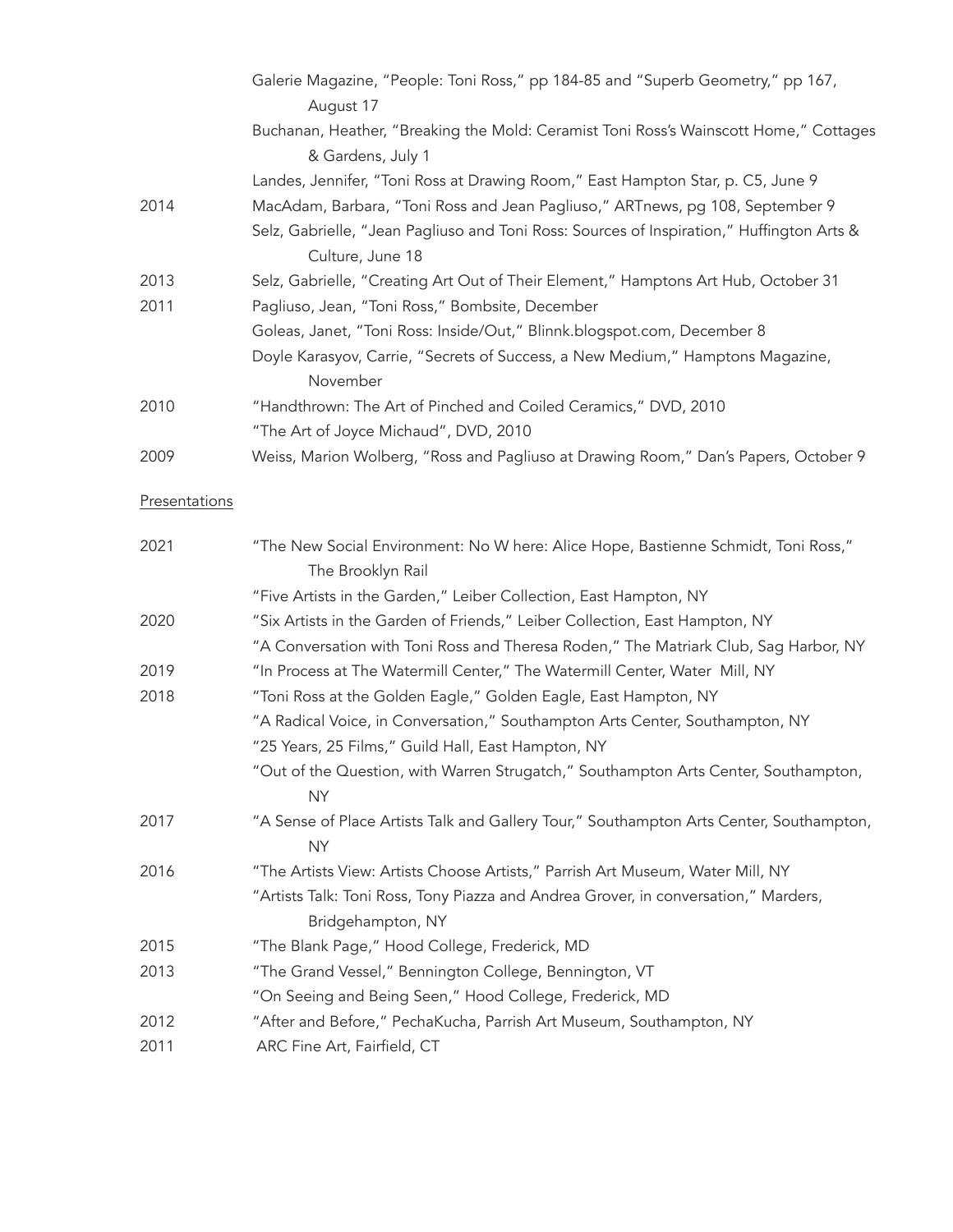| | |
|---|---|
| | Galerie Magazine, "People: Toni Ross," pp 184-85 and "Superb Geometry," pp 167, August 17 |
| | Buchanan, Heather, "Breaking the Mold: Ceramist Toni Ross's Wainscott Home," Cottages & Gardens, July 1 |
| | Landes, Jennifer, "Toni Ross at Drawing Room," East Hampton Star, p. C5, June 9 |
| 2014 | MacAdam, Barbara, "Toni Ross and Jean Pagliuso," ARTnews, pg 108, September 9 |
| | Selz, Gabrielle, "Jean Pagliuso and Toni Ross: Sources of Inspiration," Huffington Arts & Culture, June 18 |
| 2013 | Selz, Gabrielle, "Creating Art Out of Their Element," Hamptons Art Hub, October 31 |
| 2011 | Pagliuso, Jean, "Toni Ross," Bombsite, December |
| | Goleas, Janet, "Toni Ross: Inside/Out," Blinnk.blogspot.com, December 8 |
| | Doyle Karasyov, Carrie, "Secrets of Success, a New Medium," Hamptons Magazine, November |
| 2010 | "Handthrown: The Art of Pinched and Coiled Ceramics," DVD, 2010 |
| | "The Art of Joyce Michaud", DVD, 2010 |
| 2009 | Weiss, Marion Wolberg, "Ross and Pagliuso at Drawing Room," Dan's Papers, October 9 |

Presentations

| | |
|---|---|
| 2021 | "The New Social Environment: No W here: Alice Hope, Bastienne Schmidt, Toni Ross," The Brooklyn Rail |
| | "Five Artists in the Garden," Leiber Collection, East Hampton, NY |
| 2020 | "Six Artists in the Garden of Friends," Leiber Collection, East Hampton, NY |
| | "A Conversation with Toni Ross and Theresa Roden," The Matriark Club, Sag Harbor, NY |
| 2019 | "In Process at The Watermill Center," The Watermill Center, Water Mill, NY |
| 2018 | "Toni Ross at the Golden Eagle," Golden Eagle, East Hampton, NY |
| | "A Radical Voice, in Conversation," Southampton Arts Center, Southampton, NY |
| | "25 Years, 25 Films," Guild Hall, East Hampton, NY |
| | "Out of the Question, with Warren Strugatch," Southampton Arts Center, Southampton, NY |
| 2017 | "A Sense of Place Artists Talk and Gallery Tour," Southampton Arts Center, Southampton, NY |
| 2016 | "The Artists View: Artists Choose Artists," Parrish Art Museum, Water Mill, NY |
| | "Artists Talk: Toni Ross, Tony Piazza and Andrea Grover, in conversation," Marders, Bridgehampton, NY |
| 2015 | "The Blank Page," Hood College, Frederick, MD |
| 2013 | "The Grand Vessel," Bennington College, Bennington, VT |
| | "On Seeing and Being Seen," Hood College, Frederick, MD |
| 2012 | "After and Before," PechaKucha, Parrish Art Museum, Southampton, NY |
| 2011 | ARC Fine Art, Fairfield, CT |